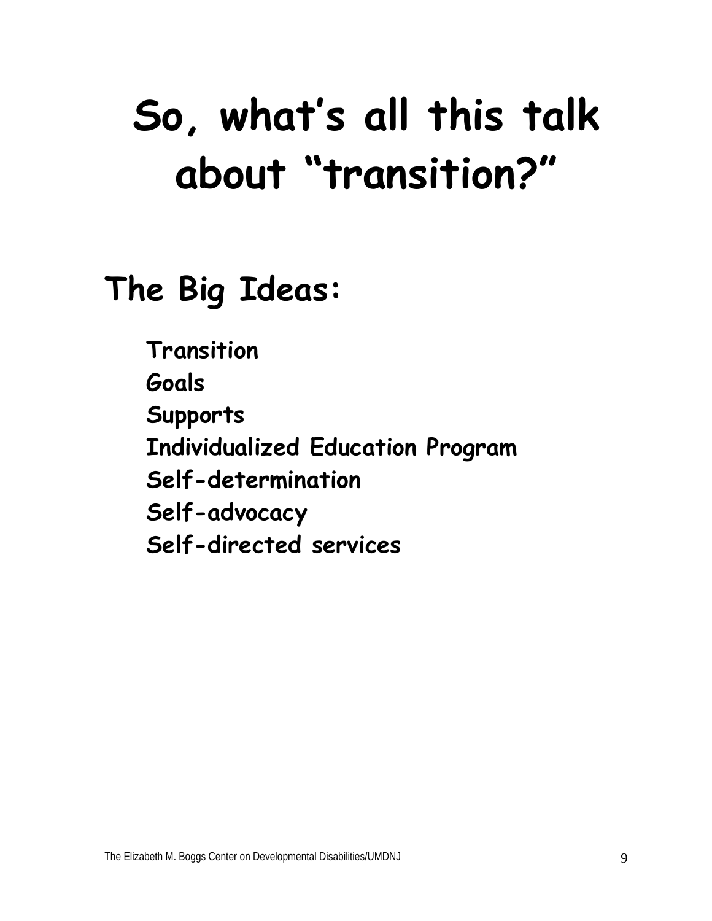# So, what's all this talk about "transition?"

## The Big Ideas:

**Transition**
**Goals**
**Supports**
**Individualized Education Program**
**Self-determination**
**Self-advocacy**
**Self-directed services**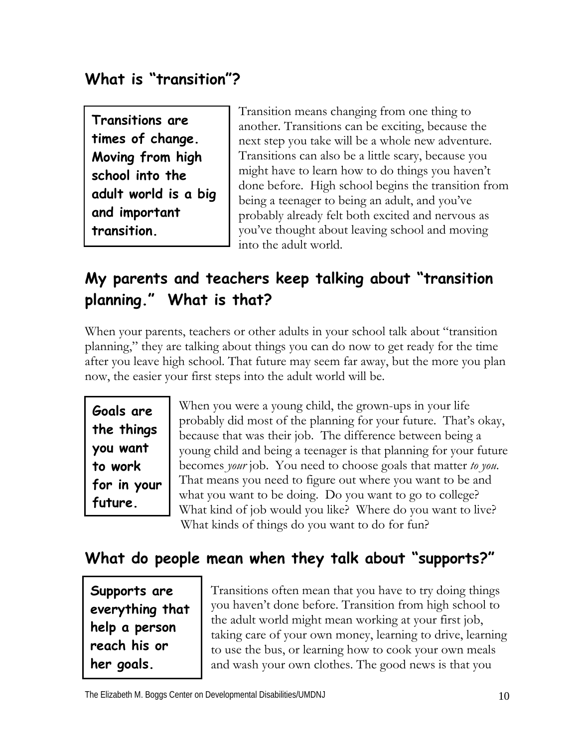## What is "transition"?

**Transitions are times of change. Moving from high school into the adult world is a big and important transition.**

Transition means changing from one thing to another. Transitions can be exciting, because the next step you take will be a whole new adventure. Transitions can also be a little scary, because you might have to learn how to do things you haven't done before. High school begins the transition from being a teenager to being an adult, and you've probably already felt both excited and nervous as you've thought about leaving school and moving into the adult world.

## My parents and teachers keep talking about "transition planning." What is that?

When your parents, teachers or other adults in your school talk about "transition planning," they are talking about things you can do now to get ready for the time after you leave high school. That future may seem far away, but the more you plan now, the easier your first steps into the adult world will be.

**Goals are the things you want to work for in your future.**

When you were a young child, the grown-ups in your life probably did most of the planning for your future. That's okay, because that was their job. The difference between being a young child and being a teenager is that planning for your future becomes *your* job. You need to choose goals that matter *to you*. That means you need to figure out where you want to be and what you want to be doing. Do you want to go to college? What kind of job would you like? Where do you want to live? What kinds of things do you want to do for fun?

## What do people mean when they talk about "supports?"

**Supports are everything that help a person reach his or her goals.**

Transitions often mean that you have to try doing things you haven't done before. Transition from high school to the adult world might mean working at your first job, taking care of your own money, learning to drive, learning to use the bus, or learning how to cook your own meals and wash your own clothes. The good news is that you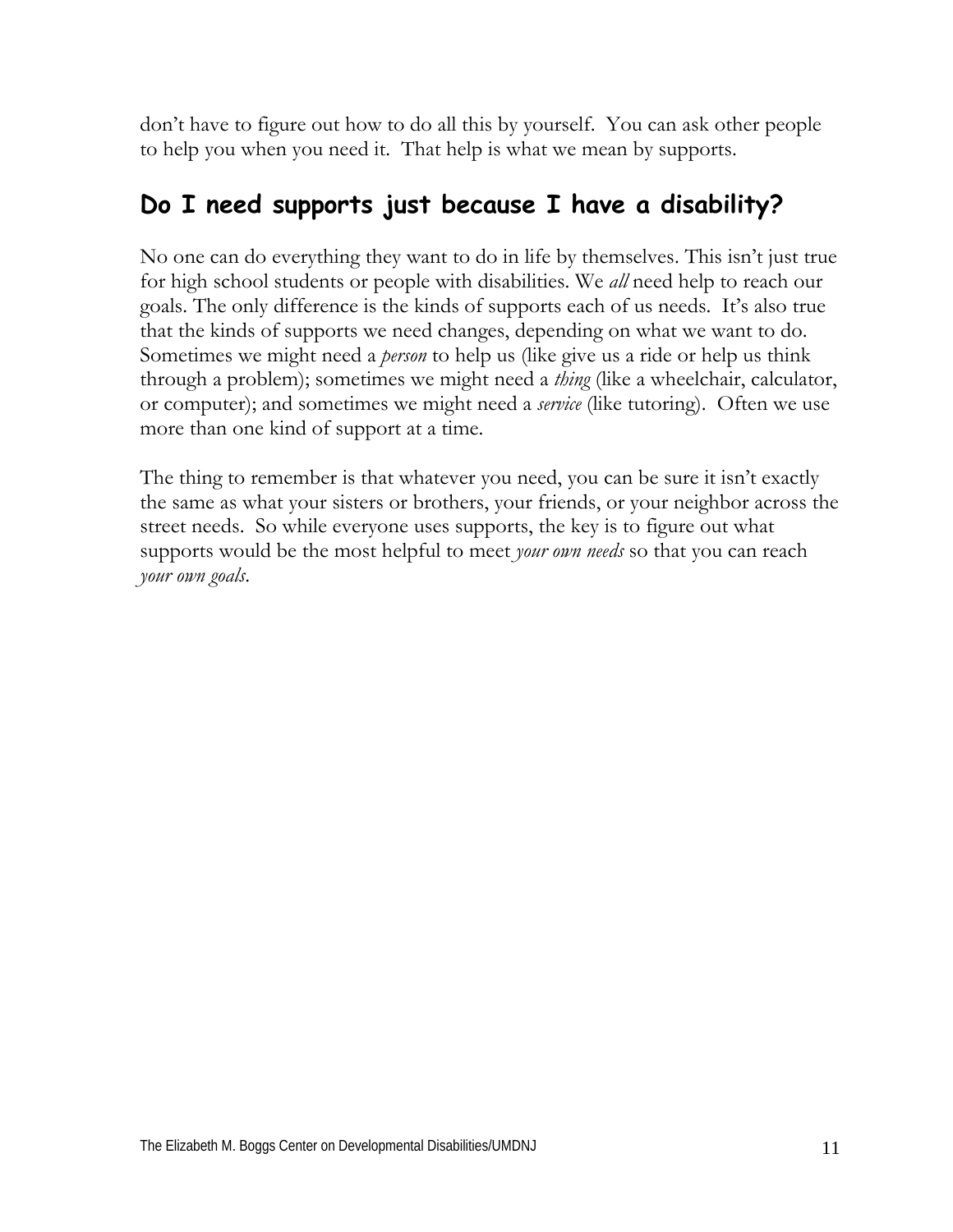don't have to figure out how to do all this by yourself. You can ask other people to help you when you need it. That help is what we mean by supports.

## Do I need supports just because I have a disability?

No one can do everything they want to do in life by themselves. This isn't just true for high school students or people with disabilities. We *all* need help to reach our goals. The only difference is the kinds of supports each of us needs. It's also true that the kinds of supports we need changes, depending on what we want to do. Sometimes we might need a *person* to help us (like give us a ride or help us think through a problem); sometimes we might need a *thing* (like a wheelchair, calculator, or computer); and sometimes we might need a *service* (like tutoring). Often we use more than one kind of support at a time.

The thing to remember is that whatever you need, you can be sure it isn't exactly the same as what your sisters or brothers, your friends, or your neighbor across the street needs. So while everyone uses supports, the key is to figure out what supports would be the most helpful to meet *your own needs* so that you can reach *your own goals*.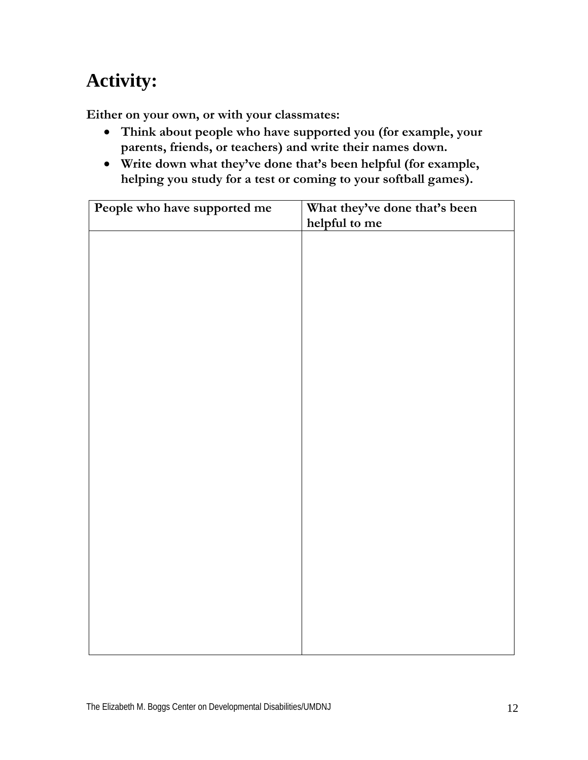# Activity:

**Either on your own, or with your classmates:**

- **Think about people who have supported you (for example, your parents, friends, or teachers) and write their names down.**
- **Write down what they've done that's been helpful (for example, helping you study for a test or coming to your softball games).**

| People who have supported me | What they've done that's been helpful to me |
| --- | --- |
| | |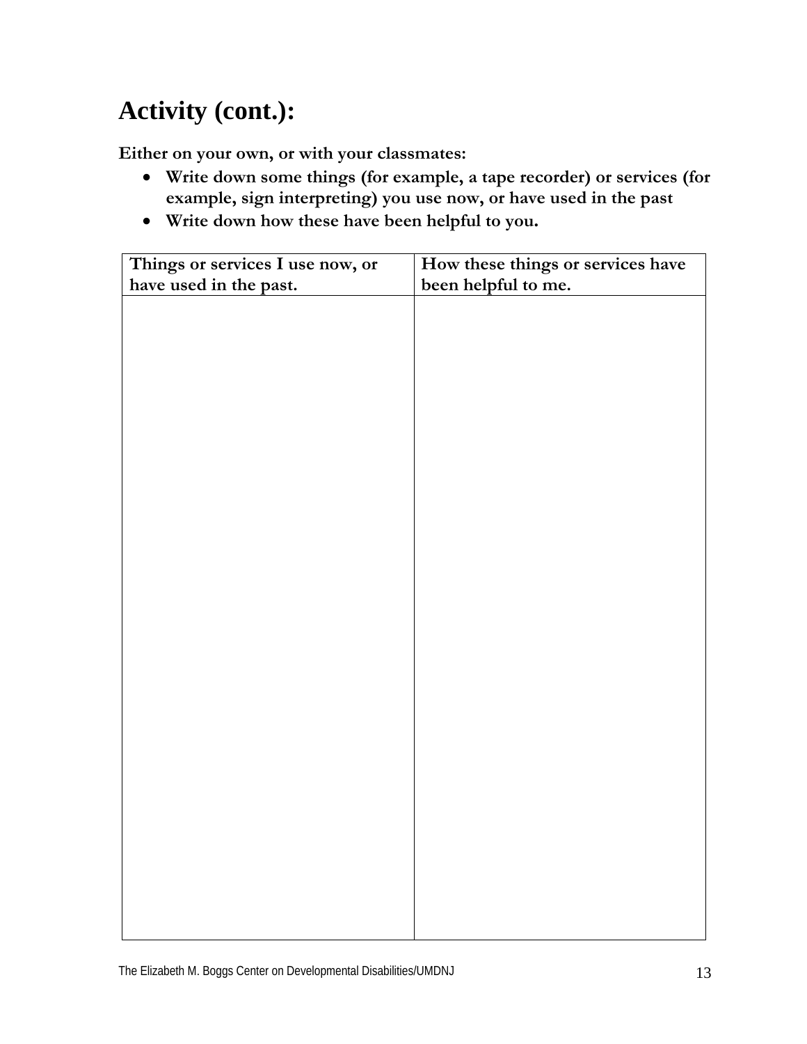# Activity (cont.):

**Either on your own, or with your classmates:**

- **Write down some things (for example, a tape recorder) or services (for example, sign interpreting) you use now, or have used in the past**
- **Write down how these have been helpful to you.**

| Things or services I use now, or have used in the past. | How these things or services have been helpful to me. |
|---|---|
| | |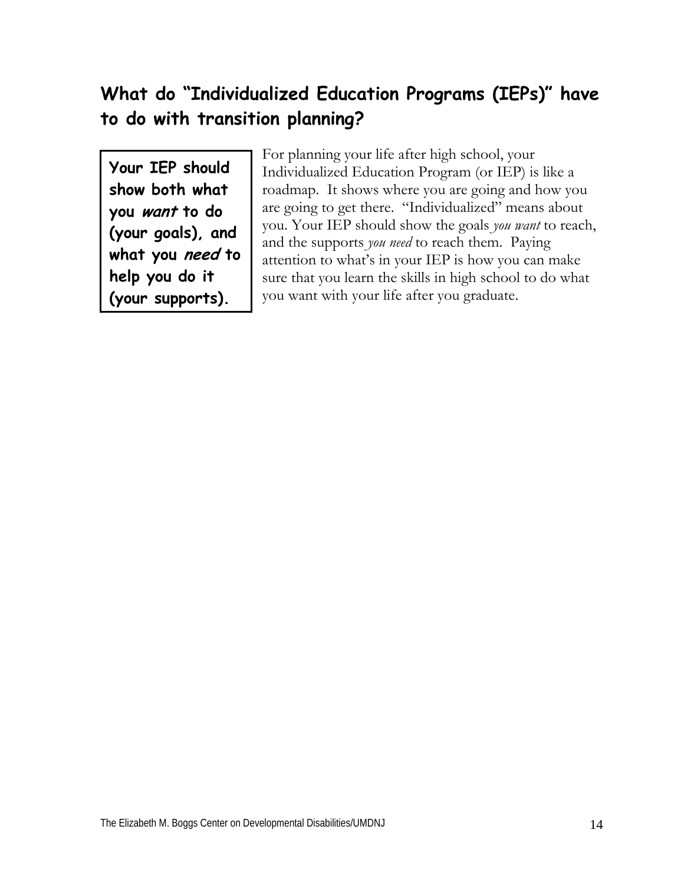## What do "Individualized Education Programs (IEPs)" have to do with transition planning?

**Your IEP should show both what you *want* to do (your goals), and what you *need* to help you do it (your supports).**

For planning your life after high school, your Individualized Education Program (or IEP) is like a roadmap. It shows where you are going and how you are going to get there. "Individualized" means about you. Your IEP should show the goals *you want* to reach, and the supports *you need* to reach them. Paying attention to what's in your IEP is how you can make sure that you learn the skills in high school to do what you want with your life after you graduate.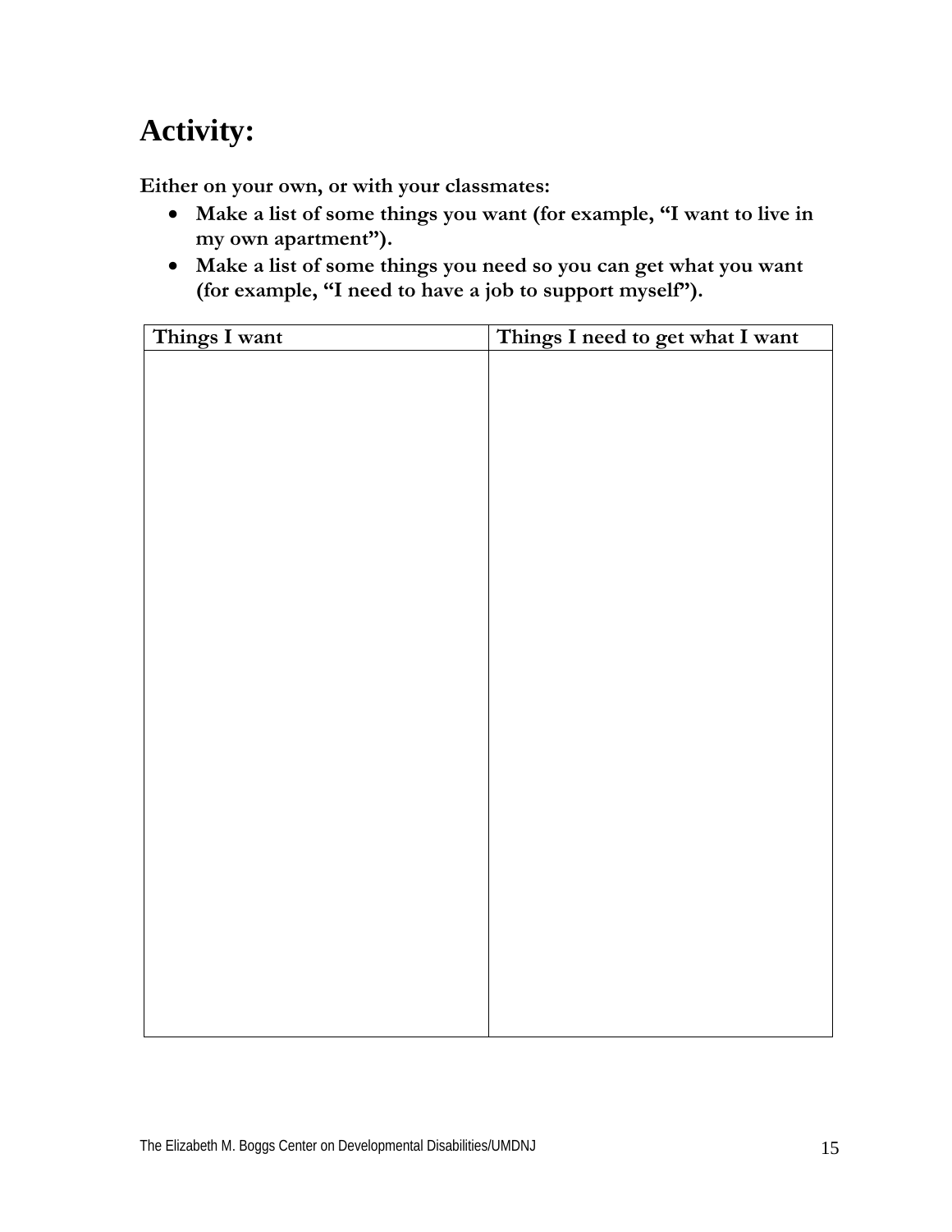# Activity:

**Either on your own, or with your classmates:**

- **Make a list of some things you want (for example, "I want to live in my own apartment").**
- **Make a list of some things you need so you can get what you want (for example, "I need to have a job to support myself").**

| Things I want | Things I need to get what I want |
| --- | --- |
| | |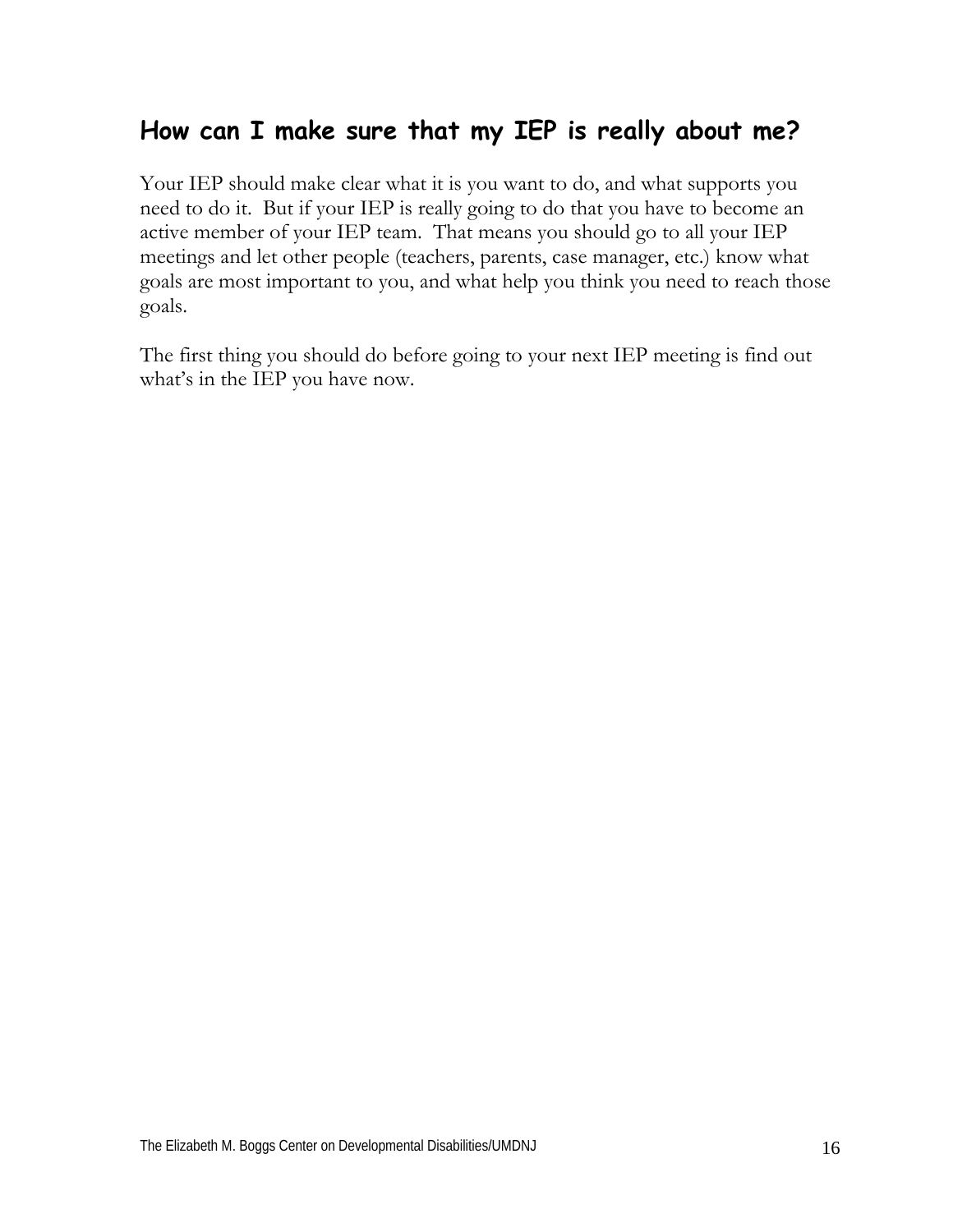## How can I make sure that my IEP is really about me?

Your IEP should make clear what it is you want to do, and what supports you need to do it. But if your IEP is really going to do that you have to become an active member of your IEP team. That means you should go to all your IEP meetings and let other people (teachers, parents, case manager, etc.) know what goals are most important to you, and what help you think you need to reach those goals.

The first thing you should do before going to your next IEP meeting is find out what's in the IEP you have now.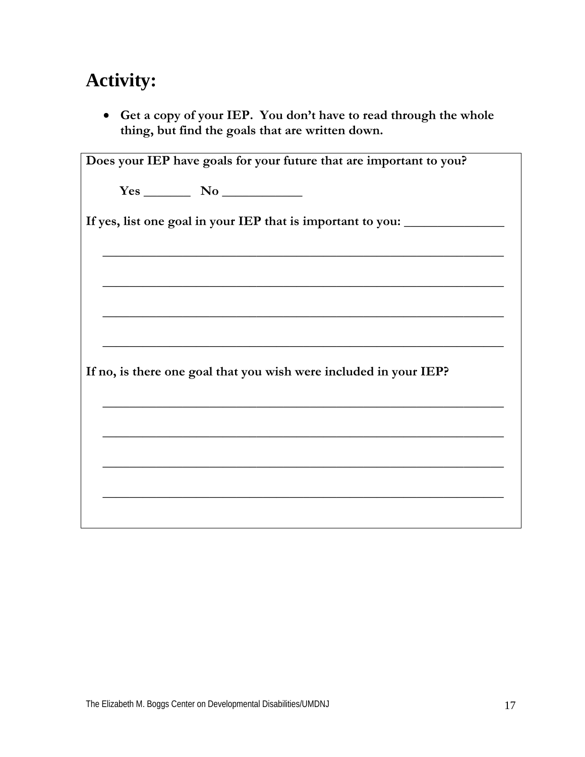# Activity:

- **Get a copy of your IEP. You don't have to read through the whole thing, but find the goals that are written down.**

**Does your IEP have goals for your future that are important to you?**

**Yes _______ No ___________**

**If yes, list one goal in your IEP that is important to you: _______________**

_______________________________________________________________

_______________________________________________________________

_______________________________________________________________

_______________________________________________________________

**If no, is there one goal that you wish were included in your IEP?**

_______________________________________________________________

_______________________________________________________________

_______________________________________________________________

_______________________________________________________________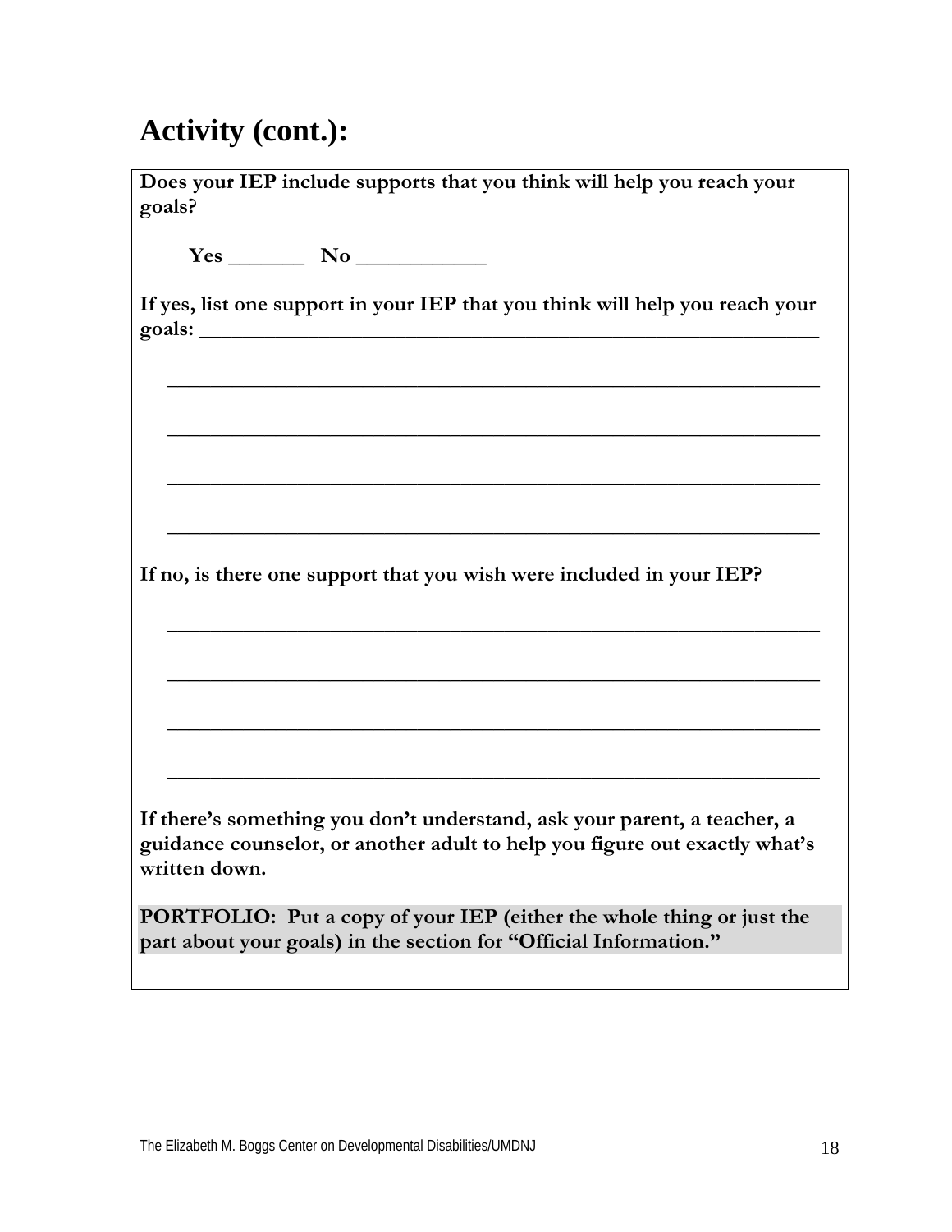# Activity (cont.):

**Does your IEP include supports that you think will help you reach your goals?**

**Yes _______ No ___________**

**If yes, list one support in your IEP that you think will help you reach your goals: ___________________________________________________________**

___________________________________________________________

___________________________________________________________

___________________________________________________________

___________________________________________________________

**If no, is there one support that you wish were included in your IEP?**

___________________________________________________________

___________________________________________________________

___________________________________________________________

___________________________________________________________

**If there's something you don't understand, ask your parent, a teacher, a guidance counselor, or another adult to help you figure out exactly what's written down.**

**<u>PORTFOLIO</u>: Put a copy of your IEP (either the whole thing or just the part about your goals) in the section for "Official Information."**

The Elizabeth M. Boggs Center on Developmental Disabilities/UMDNJ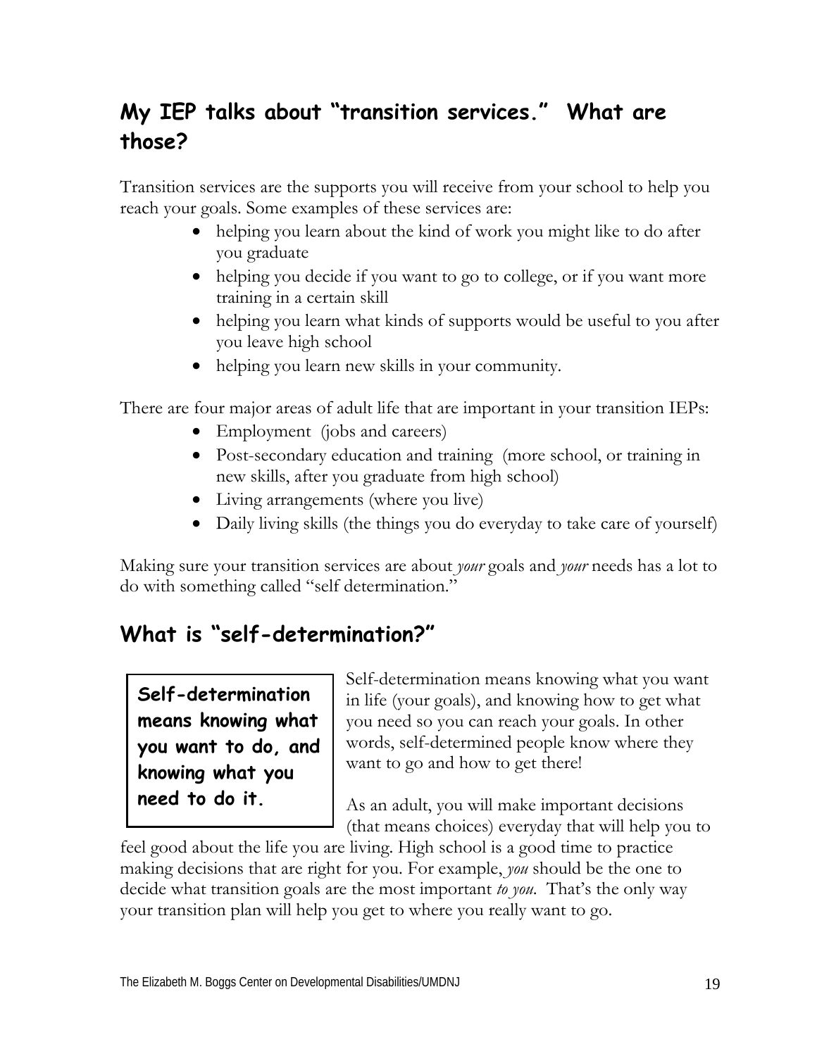## My IEP talks about "transition services." What are those?

Transition services are the supports you will receive from your school to help you reach your goals. Some examples of these services are:

- helping you learn about the kind of work you might like to do after you graduate
- helping you decide if you want to go to college, or if you want more training in a certain skill
- helping you learn what kinds of supports would be useful to you after you leave high school
- helping you learn new skills in your community.

There are four major areas of adult life that are important in your transition IEPs:

- Employment (jobs and careers)
- Post-secondary education and training (more school, or training in new skills, after you graduate from high school)
- Living arrangements (where you live)
- Daily living skills (the things you do everyday to take care of yourself)

Making sure your transition services are about *your* goals and *your* needs has a lot to do with something called "self determination."

## What is "self-determination?"

**Self-determination means knowing what you want to do, and knowing what you need to do it.**

Self-determination means knowing what you want in life (your goals), and knowing how to get what you need so you can reach your goals. In other words, self-determined people know where they want to go and how to get there!

As an adult, you will make important decisions (that means choices) everyday that will help you to feel good about the life you are living. High school is a good time to practice making decisions that are right for you. For example, *you* should be the one to decide what transition goals are the most important *to you*. That's the only way your transition plan will help you get to where you really want to go.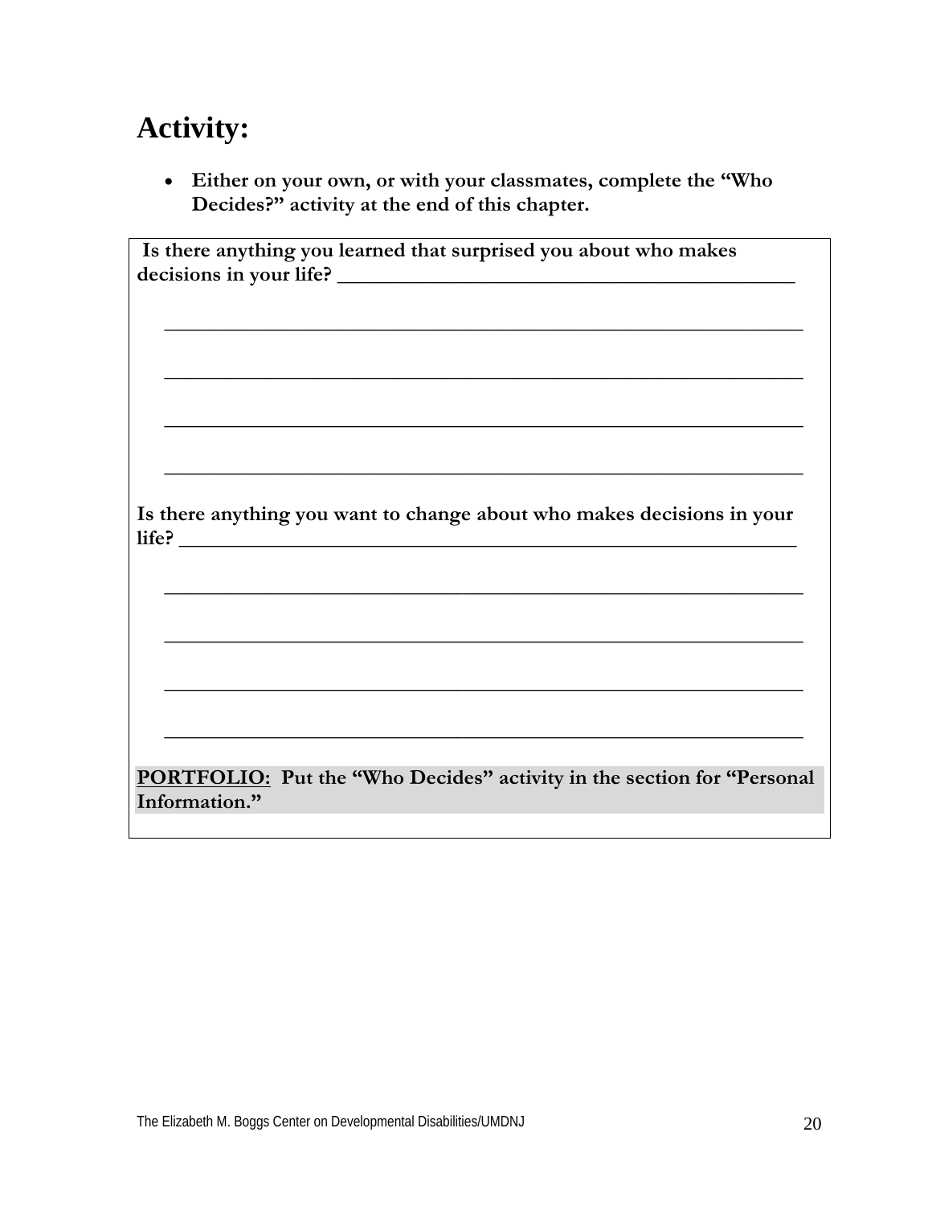# Activity:

- **Either on your own, or with your classmates, complete the "Who Decides?" activity at the end of this chapter.**

**Is there anything you learned that surprised you about who makes decisions in your life?** _______________________________________________

_______________________________________________________________

_______________________________________________________________

_______________________________________________________________

_______________________________________________________________

**Is there anything you want to change about who makes decisions in your life?** _______________________________________________________________

_______________________________________________________________

_______________________________________________________________

_______________________________________________________________

_______________________________________________________________

**<u>PORTFOLIO:</u> Put the "Who Decides" activity in the section for "Personal Information."**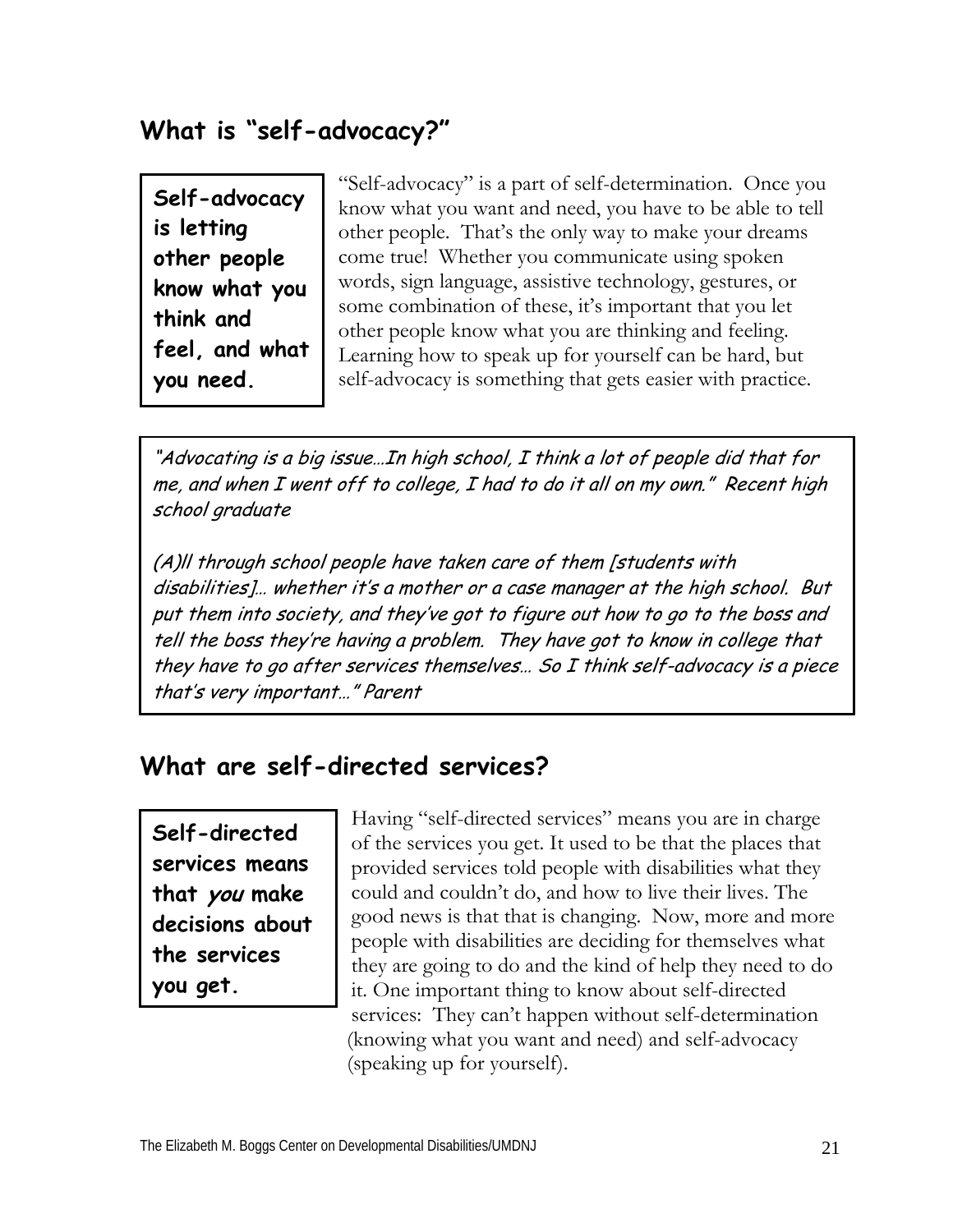## What is "self-advocacy?"

**Self-advocacy is letting other people know what you think and feel, and what you need.**

"Self-advocacy" is a part of self-determination. Once you know what you want and need, you have to be able to tell other people. That's the only way to make your dreams come true! Whether you communicate using spoken words, sign language, assistive technology, gestures, or some combination of these, it's important that you let other people know what you are thinking and feeling. Learning how to speak up for yourself can be hard, but self-advocacy is something that gets easier with practice.

*"Advocating is a big issue…In high school, I think a lot of people did that for me, and when I went off to college, I had to do it all on my own." Recent high school graduate*

*(A)ll through school people have taken care of them [students with disabilities]… whether it's a mother or a case manager at the high school. But put them into society, and they've got to figure out how to go to the boss and tell the boss they're having a problem. They have got to know in college that they have to go after services themselves… So I think self-advocacy is a piece that's very important…" Parent*

## What are self-directed services?

**Self-directed services means that *you* make decisions about the services you get.**

Having "self-directed services" means you are in charge of the services you get. It used to be that the places that provided services told people with disabilities what they could and couldn't do, and how to live their lives. The good news is that that is changing. Now, more and more people with disabilities are deciding for themselves what they are going to do and the kind of help they need to do it. One important thing to know about self-directed services: They can't happen without self-determination (knowing what you want and need) and self-advocacy (speaking up for yourself).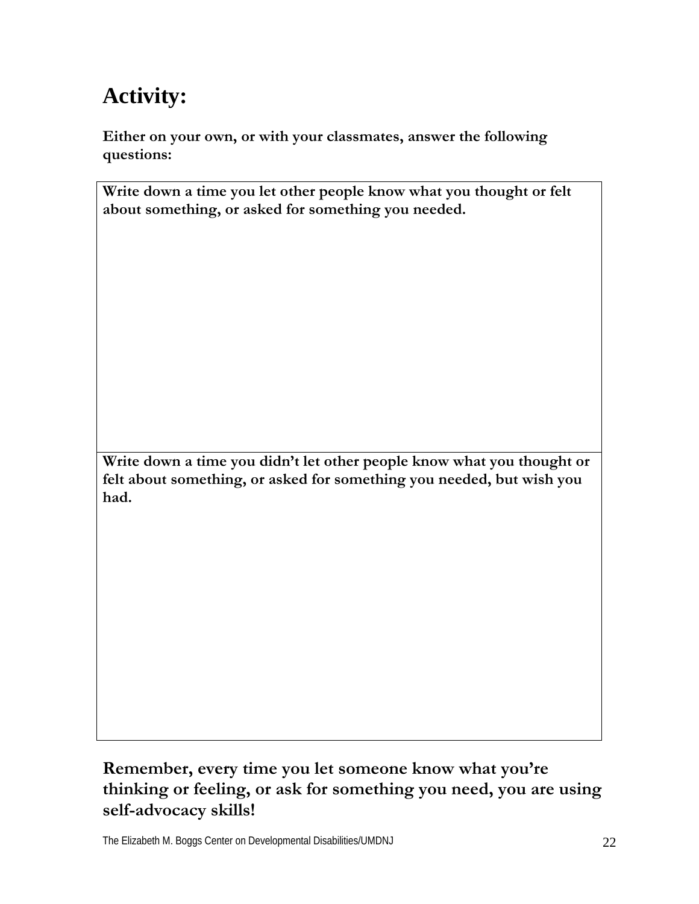# Activity:

**Either on your own, or with your classmates, answer the following questions:**

| **Write down a time you let other people know what you thought or felt about something, or asked for something you needed.** |
| --- |
| **Write down a time you didn't let other people know what you thought or felt about something, or asked for something you needed, but wish you had.** |

**Remember, every time you let someone know what you're thinking or feeling, or ask for something you need, you are using self-advocacy skills!**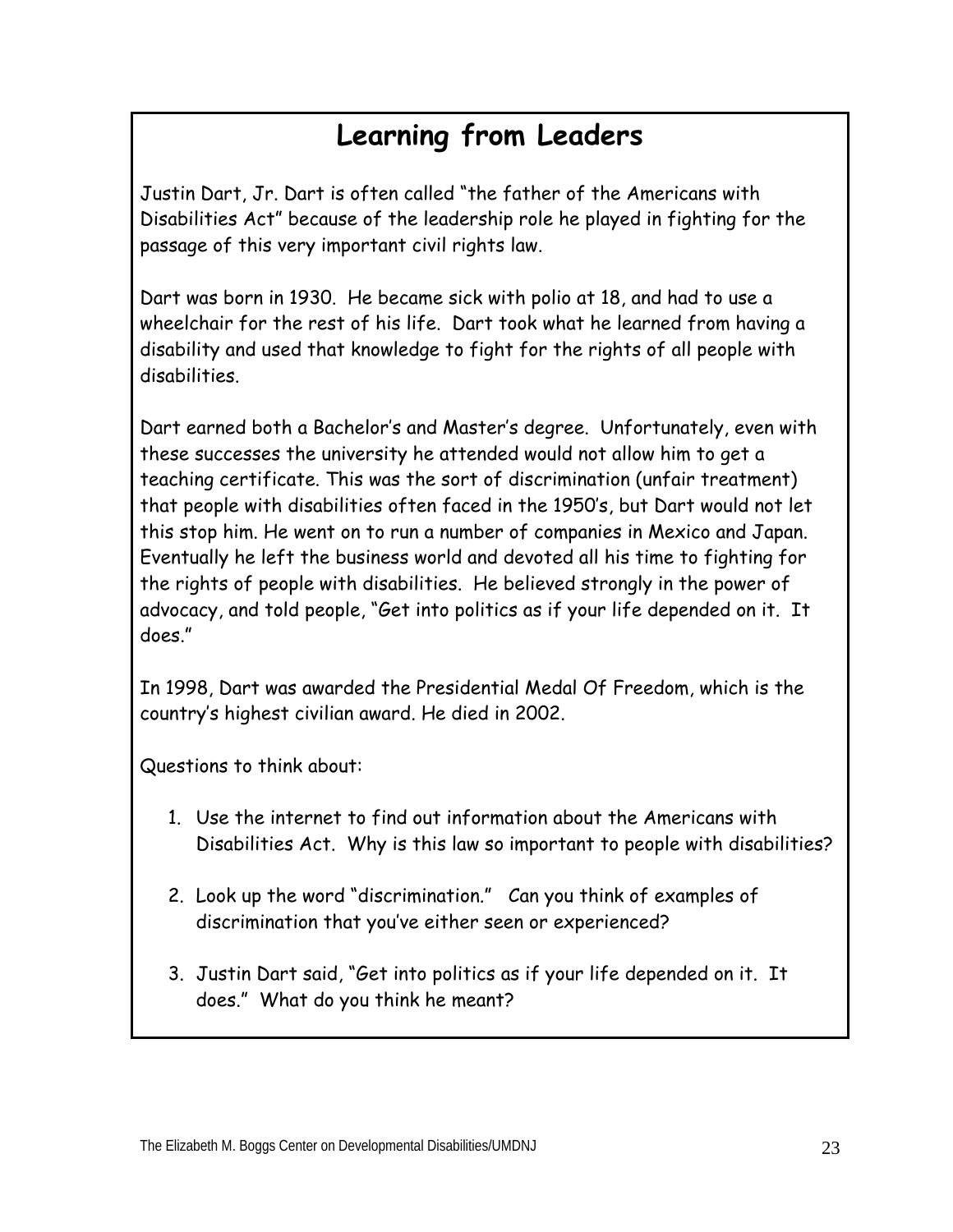# Learning from Leaders

Justin Dart, Jr. Dart is often called "the father of the Americans with Disabilities Act" because of the leadership role he played in fighting for the passage of this very important civil rights law.

Dart was born in 1930. He became sick with polio at 18, and had to use a wheelchair for the rest of his life. Dart took what he learned from having a disability and used that knowledge to fight for the rights of all people with disabilities.

Dart earned both a Bachelor's and Master's degree. Unfortunately, even with these successes the university he attended would not allow him to get a teaching certificate. This was the sort of discrimination (unfair treatment) that people with disabilities often faced in the 1950's, but Dart would not let this stop him. He went on to run a number of companies in Mexico and Japan. Eventually he left the business world and devoted all his time to fighting for the rights of people with disabilities. He believed strongly in the power of advocacy, and told people, "Get into politics as if your life depended on it. It does."

In 1998, Dart was awarded the Presidential Medal Of Freedom, which is the country's highest civilian award. He died in 2002.

Questions to think about:

1. Use the internet to find out information about the Americans with Disabilities Act. Why is this law so important to people with disabilities?
2. Look up the word "discrimination." Can you think of examples of discrimination that you've either seen or experienced?
3. Justin Dart said, "Get into politics as if your life depended on it. It does." What do you think he meant?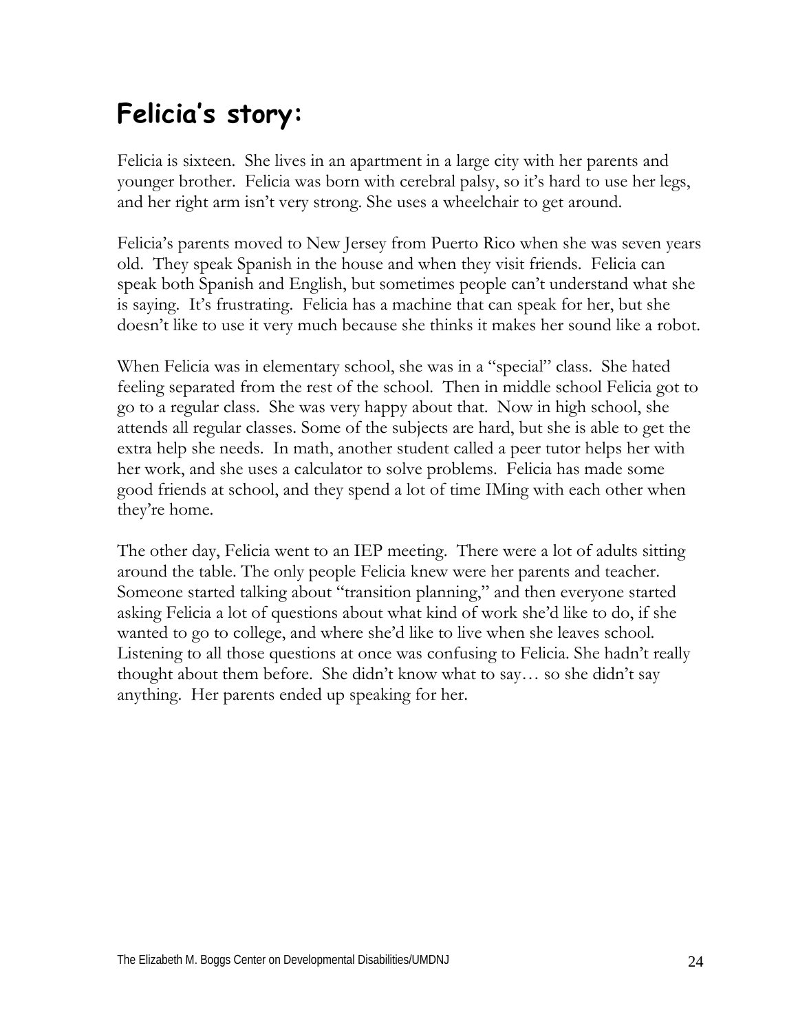# Felicia's story:

Felicia is sixteen. She lives in an apartment in a large city with her parents and younger brother. Felicia was born with cerebral palsy, so it's hard to use her legs, and her right arm isn't very strong. She uses a wheelchair to get around.

Felicia's parents moved to New Jersey from Puerto Rico when she was seven years old. They speak Spanish in the house and when they visit friends. Felicia can speak both Spanish and English, but sometimes people can't understand what she is saying. It's frustrating. Felicia has a machine that can speak for her, but she doesn't like to use it very much because she thinks it makes her sound like a robot.

When Felicia was in elementary school, she was in a "special" class. She hated feeling separated from the rest of the school. Then in middle school Felicia got to go to a regular class. She was very happy about that. Now in high school, she attends all regular classes. Some of the subjects are hard, but she is able to get the extra help she needs. In math, another student called a peer tutor helps her with her work, and she uses a calculator to solve problems. Felicia has made some good friends at school, and they spend a lot of time IMing with each other when they're home.

The other day, Felicia went to an IEP meeting. There were a lot of adults sitting around the table. The only people Felicia knew were her parents and teacher. Someone started talking about "transition planning," and then everyone started asking Felicia a lot of questions about what kind of work she'd like to do, if she wanted to go to college, and where she'd like to live when she leaves school. Listening to all those questions at once was confusing to Felicia. She hadn't really thought about them before. She didn't know what to say… so she didn't say anything. Her parents ended up speaking for her.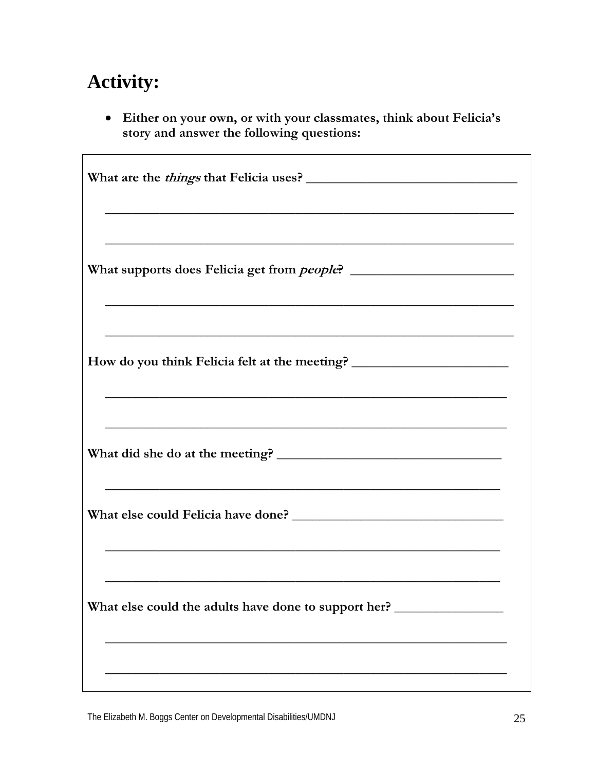# Activity:

- **Either on your own, or with your classmates, think about Felicia's story and answer the following questions:**

**What are the *things* that Felicia uses?** ________________________________

________________________________________________________________

________________________________________________________________

**What supports does Felicia get from *people*?** ________________________

________________________________________________________________

________________________________________________________________

**How do you think Felicia felt at the meeting?** _______________________

________________________________________________________________

________________________________________________________________

**What did she do at the meeting?** ________________________________

________________________________________________________________

**What else could Felicia have done?** ______________________________

________________________________________________________________

________________________________________________________________

**What else could the adults have done to support her?** ________________

________________________________________________________________

________________________________________________________________

The Elizabeth M. Boggs Center on Developmental Disabilities/UMDNJ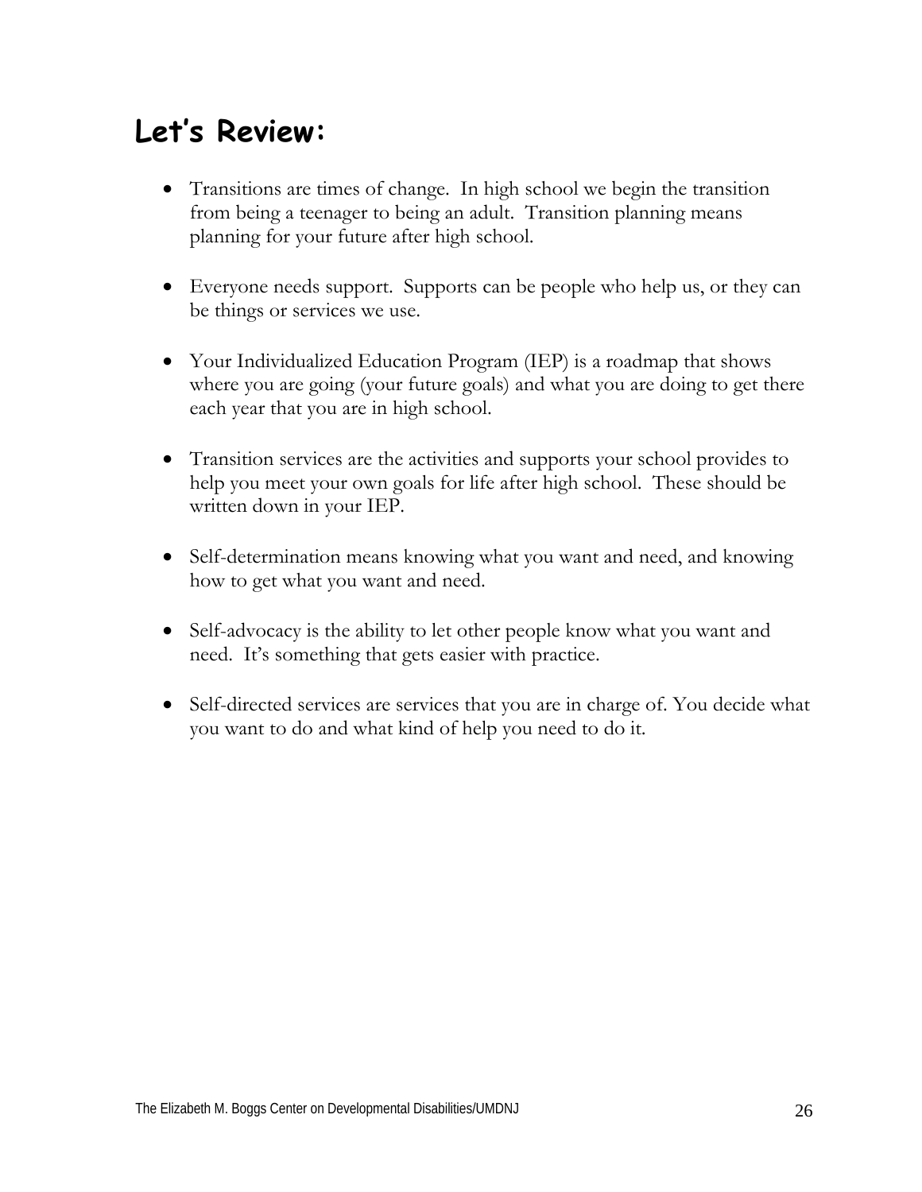# Let's Review:

- Transitions are times of change. In high school we begin the transition from being a teenager to being an adult. Transition planning means planning for your future after high school.

- Everyone needs support. Supports can be people who help us, or they can be things or services we use.

- Your Individualized Education Program (IEP) is a roadmap that shows where you are going (your future goals) and what you are doing to get there each year that you are in high school.

- Transition services are the activities and supports your school provides to help you meet your own goals for life after high school. These should be written down in your IEP.

- Self-determination means knowing what you want and need, and knowing how to get what you want and need.

- Self-advocacy is the ability to let other people know what you want and need. It's something that gets easier with practice.

- Self-directed services are services that you are in charge of. You decide what you want to do and what kind of help you need to do it.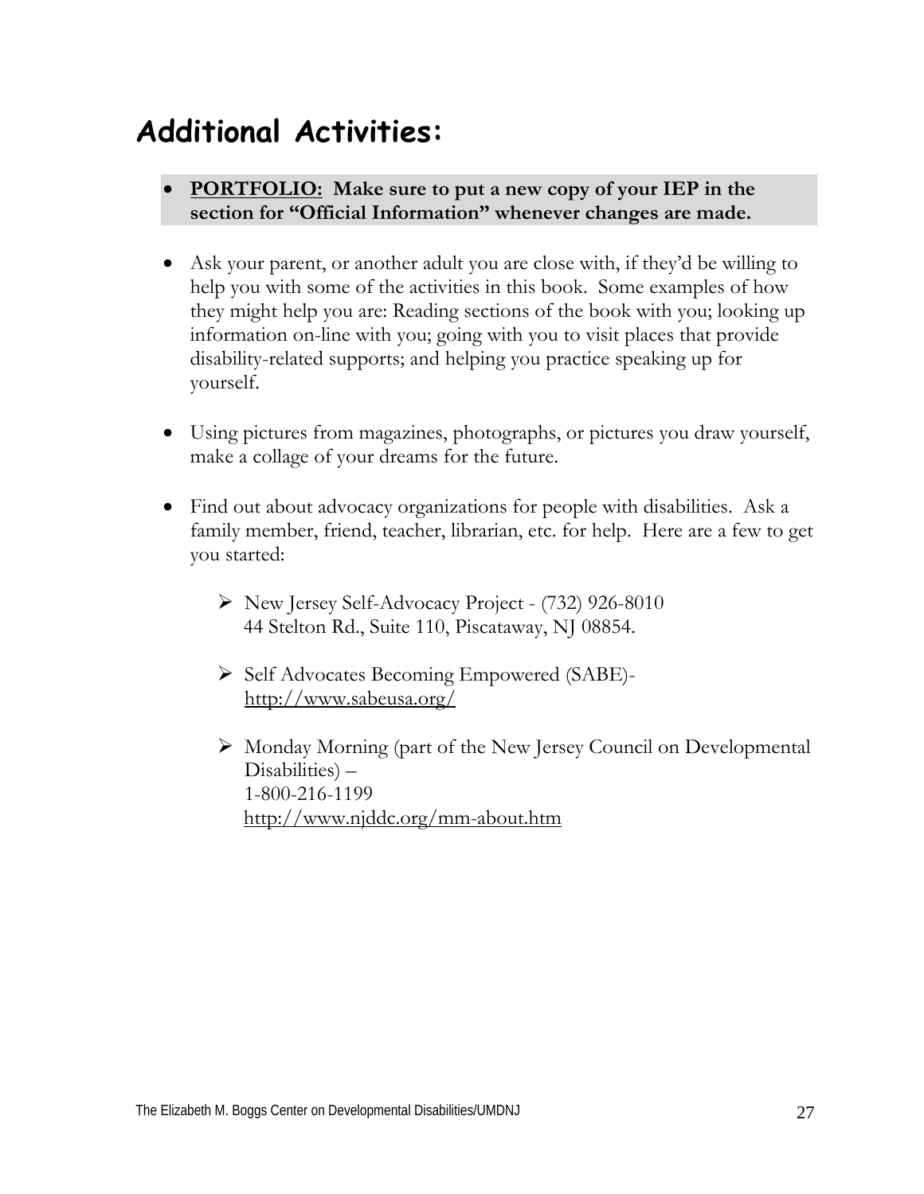# Additional Activities:

- **PORTFOLIO: Make sure to put a new copy of your IEP in the section for "Official Information" whenever changes are made.**

- Ask your parent, or another adult you are close with, if they'd be willing to help you with some of the activities in this book. Some examples of how they might help you are: Reading sections of the book with you; looking up information on-line with you; going with you to visit places that provide disability-related supports; and helping you practice speaking up for yourself.

- Using pictures from magazines, photographs, or pictures you draw yourself, make a collage of your dreams for the future.

- Find out about advocacy organizations for people with disabilities. Ask a family member, friend, teacher, librarian, etc. for help. Here are a few to get you started:

    - New Jersey Self-Advocacy Project - (732) 926-8010
      44 Stelton Rd., Suite 110, Piscataway, NJ 08854.

    - Self Advocates Becoming Empowered (SABE)-
      http://www.sabeusa.org/

    - Monday Morning (part of the New Jersey Council on Developmental Disabilities) –
      1-800-216-1199
      http://www.njddc.org/mm-about.htm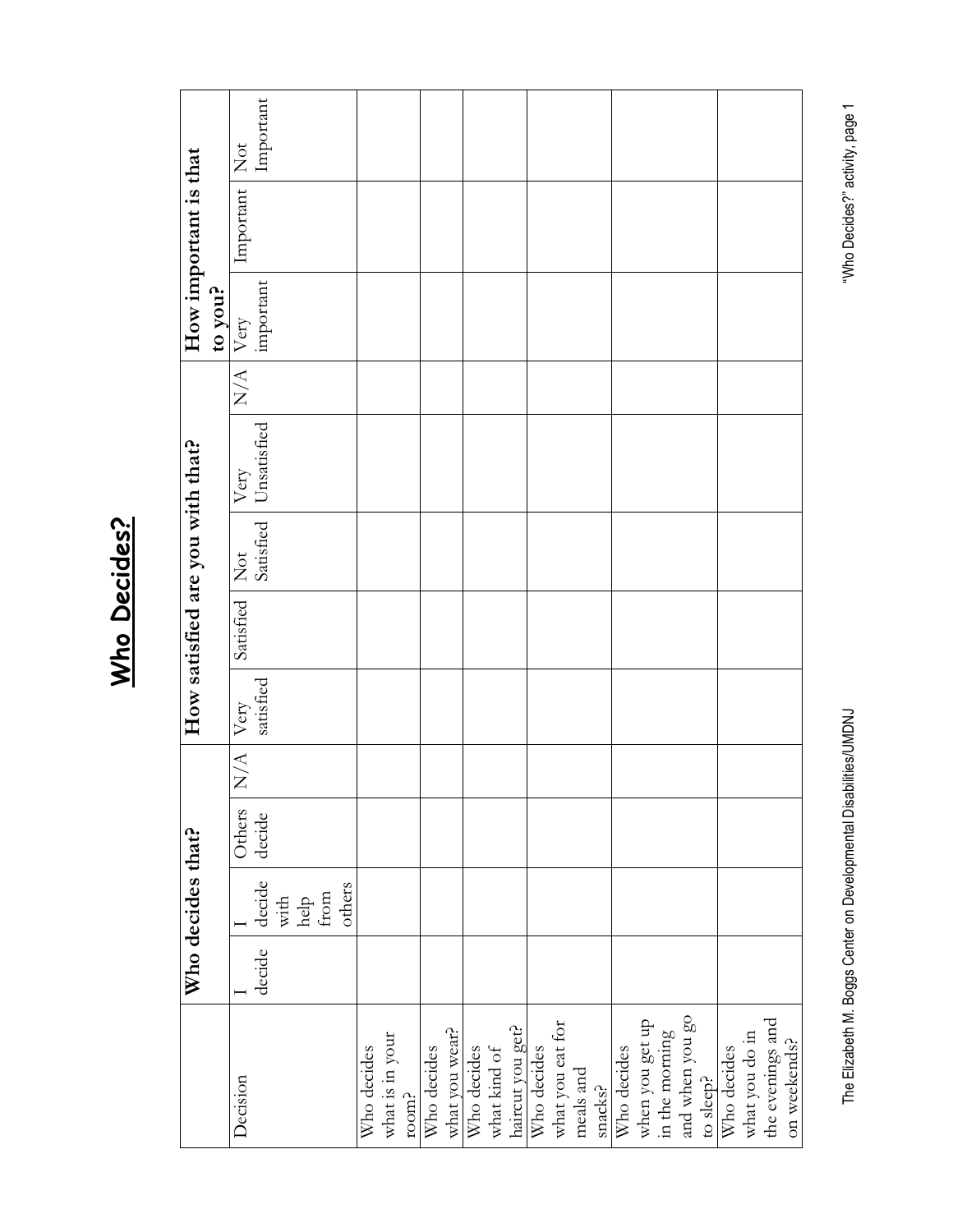# Who Decides?

| | Who decides that? | | | | How satisfied are you with that? | | | | | How important is that to you? | | |
|---|---|---|---|---|---|---|---|---|---|---|---|---|
| Decision | I decide | I decide with help from others | Others decide | N/A | Very satisfied | Satisfied | Not Satisfied | Very Unsatisfied | N/A | Very important | Important | Not Important |
| Who decides what is in your room? | | | | | | | | | | | | |
| Who decides what you wear? | | | | | | | | | | | | |
| Who decides what kind of haircut you get? | | | | | | | | | | | | |
| Who decides what you eat for meals and snacks? | | | | | | | | | | | | |
| Who decides when you get up in the morning and when you go to sleep? | | | | | | | | | | | | |
| Who decides what you do in the evenings and on weekends? | | | | | | | | | | | | |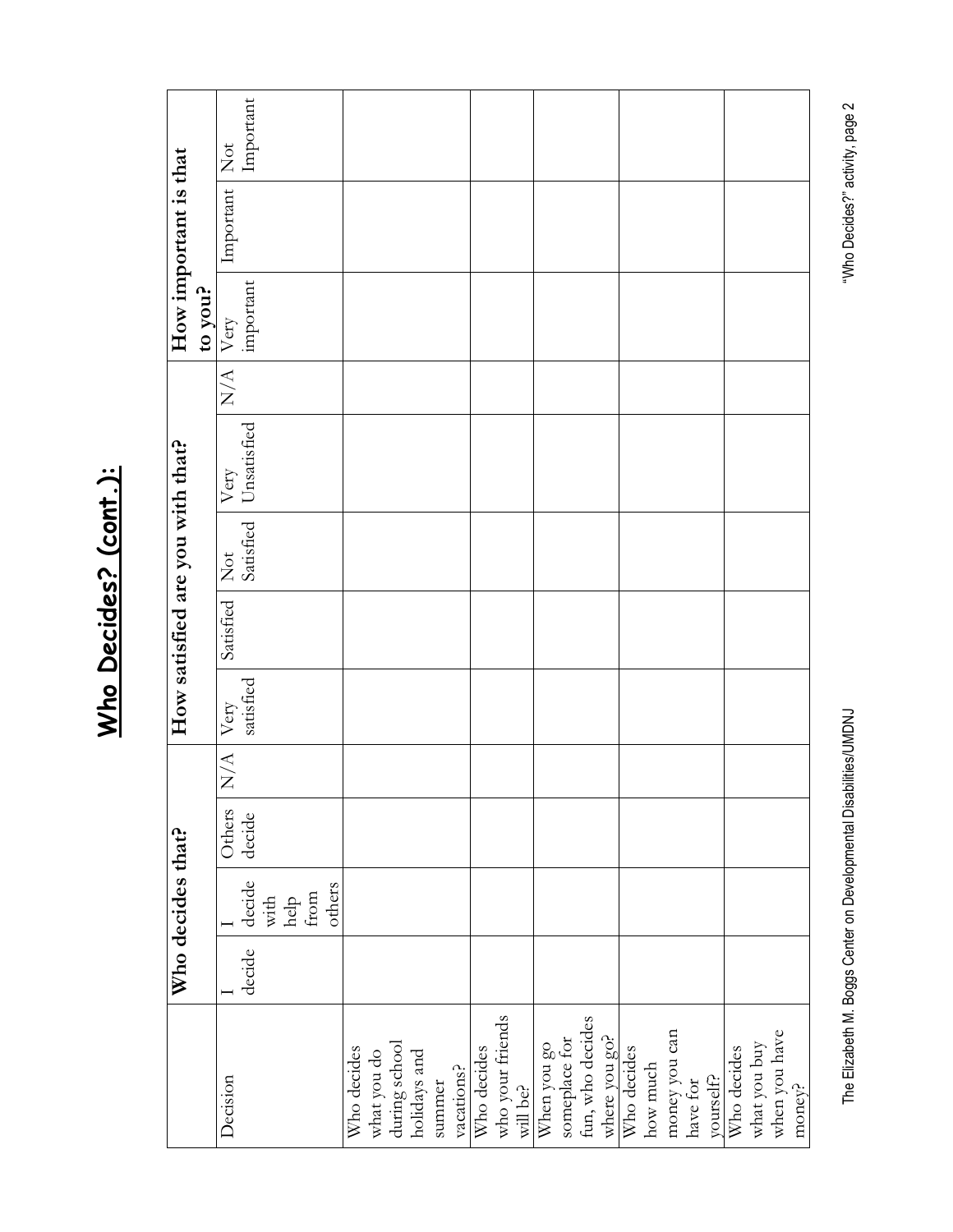# Who Decides? (cont.):

| Decision | Who decides that? | | | | How satisfied are you with that? | | | | | How important is that to you? | | |
|---|---|---|---|---|---|---|---|---|---|---|---|---|
| | I decide | I decide with help from others | Others decide | N/A | Very satisfied | Satisfied | Not Satisfied | Very Unsatisfied | N/A | Very important | Important | Not Important |
| Who decides what you do during school holidays and summer vacations? | | | | | | | | | | | | |
| Who decides who your friends will be? | | | | | | | | | | | | |
| When you go someplace for fun, who decides where you go? | | | | | | | | | | | | |
| Who decides how much money you can have for yourself? | | | | | | | | | | | | |
| Who decides what you buy when you have money? | | | | | | | | | | | | |

The Elizabeth M. Boggs Center on Developmental Disabilities/UMDNJ

"Who Decides?" activity, page 2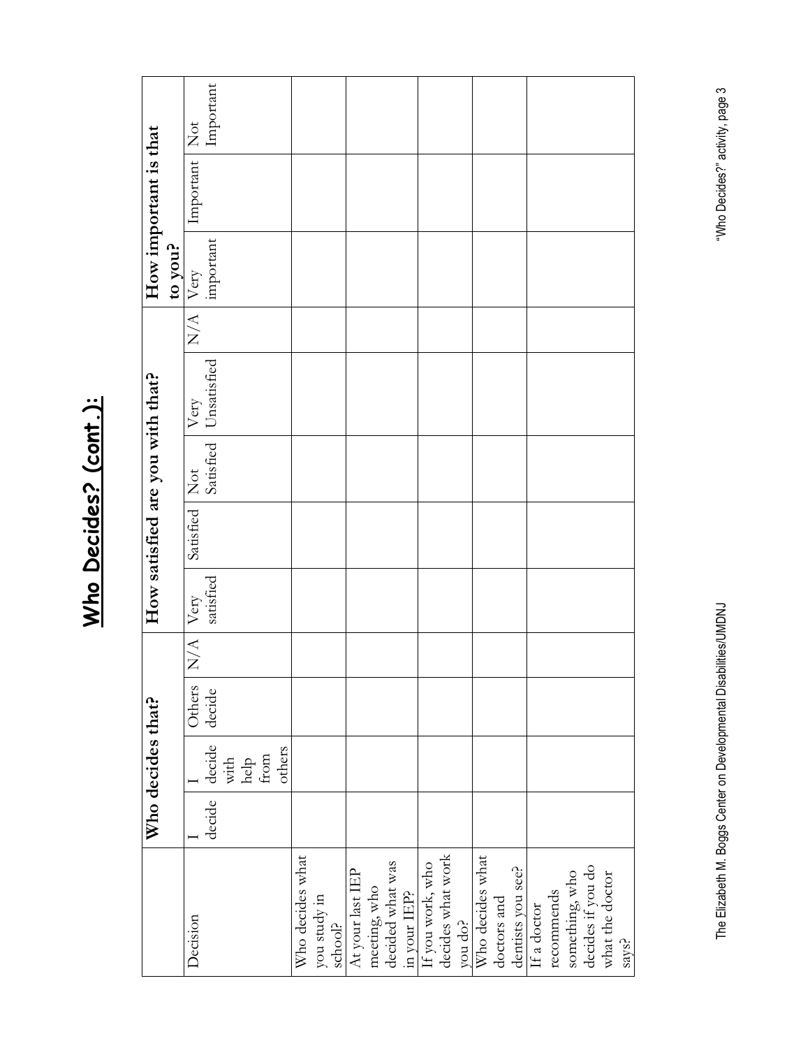# Who Decides? (cont.):

| Decision | Who decides that? | | | | How satisfied are you with that? | | | | | How important is that to you? | | |
|---|---|---|---|---|---|---|---|---|---|---|---|---|
| | I decide | I decide with help from others | Others decide | N/A | Very satisfied | Satisfied | Not Satisfied | Very Unsatisfied | N/A | Very important | Important | Not Important |
| Who decides what you study in school? | | | | | | | | | | | | |
| At your last IEP meeting, who decided what was in your IEP? | | | | | | | | | | | | |
| If you work, who decides what work you do? | | | | | | | | | | | | |
| Who decides what doctors and dentists you see? | | | | | | | | | | | | |
| If a doctor recommends something, who decides if you do what the doctor says? | | | | | | | | | | | | |

The Elizabeth M. Boggs Center on Developmental Disabilities/UMDNJ

"Who Decides?" activity, page 3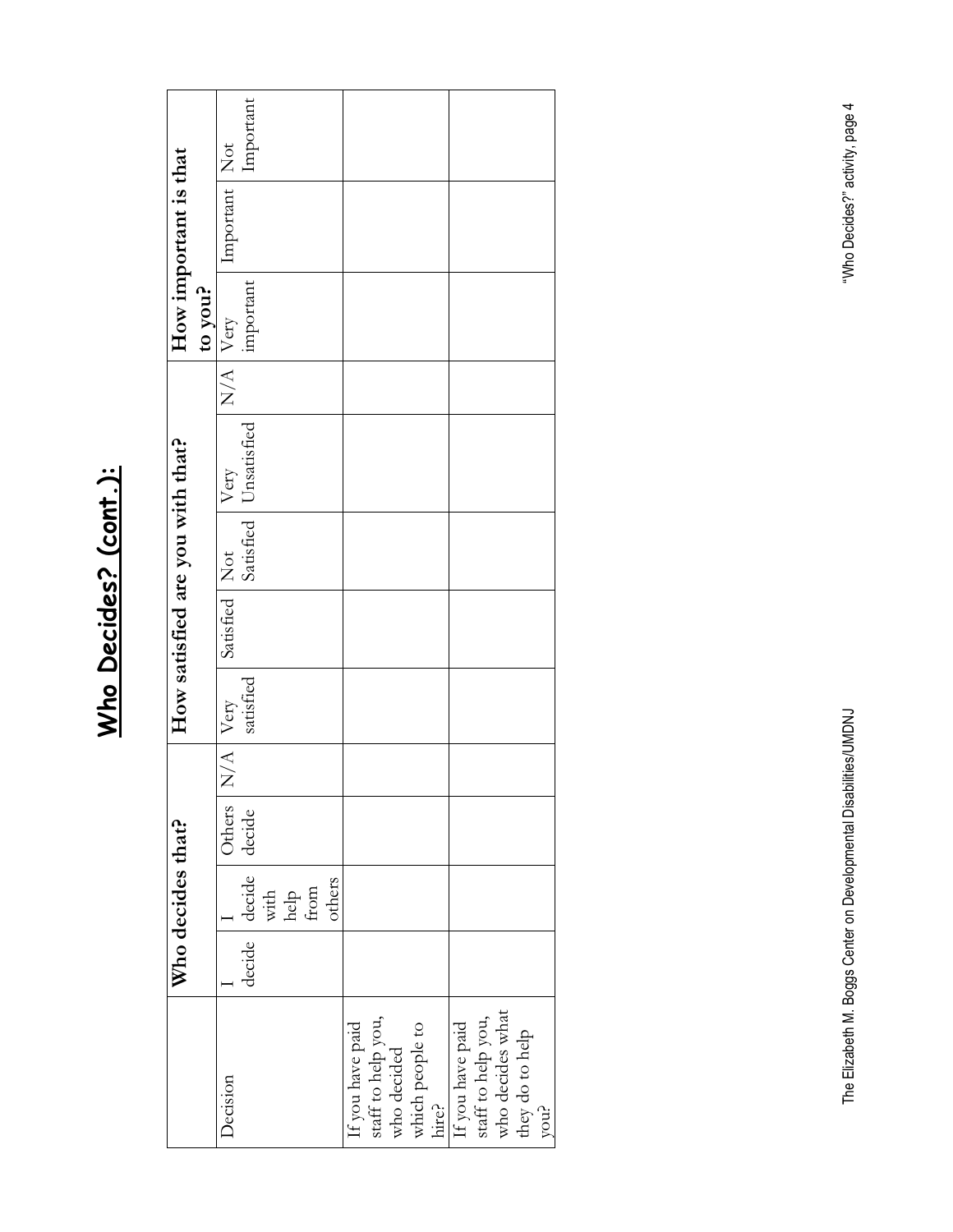# Who Decides? (cont.):

| | Who decides that? | | | | How satisfied are you with that? | | | | | How important is that to you? | | |
|---|---|---|---|---|---|---|---|---|---|---|---|---|
| Decision | I decide | I decide with help from others | Others decide | N/A | Very satisfied | Satisfied | Not Satisfied | Very Unsatisfied | N/A | Very important | Important | Not Important |
| If you have paid staff to help you, who decided which people to hire? | | | | | | | | | | | | |
| If you have paid staff to help you, who decides what they do to help you? | | | | | | | | | | | | |